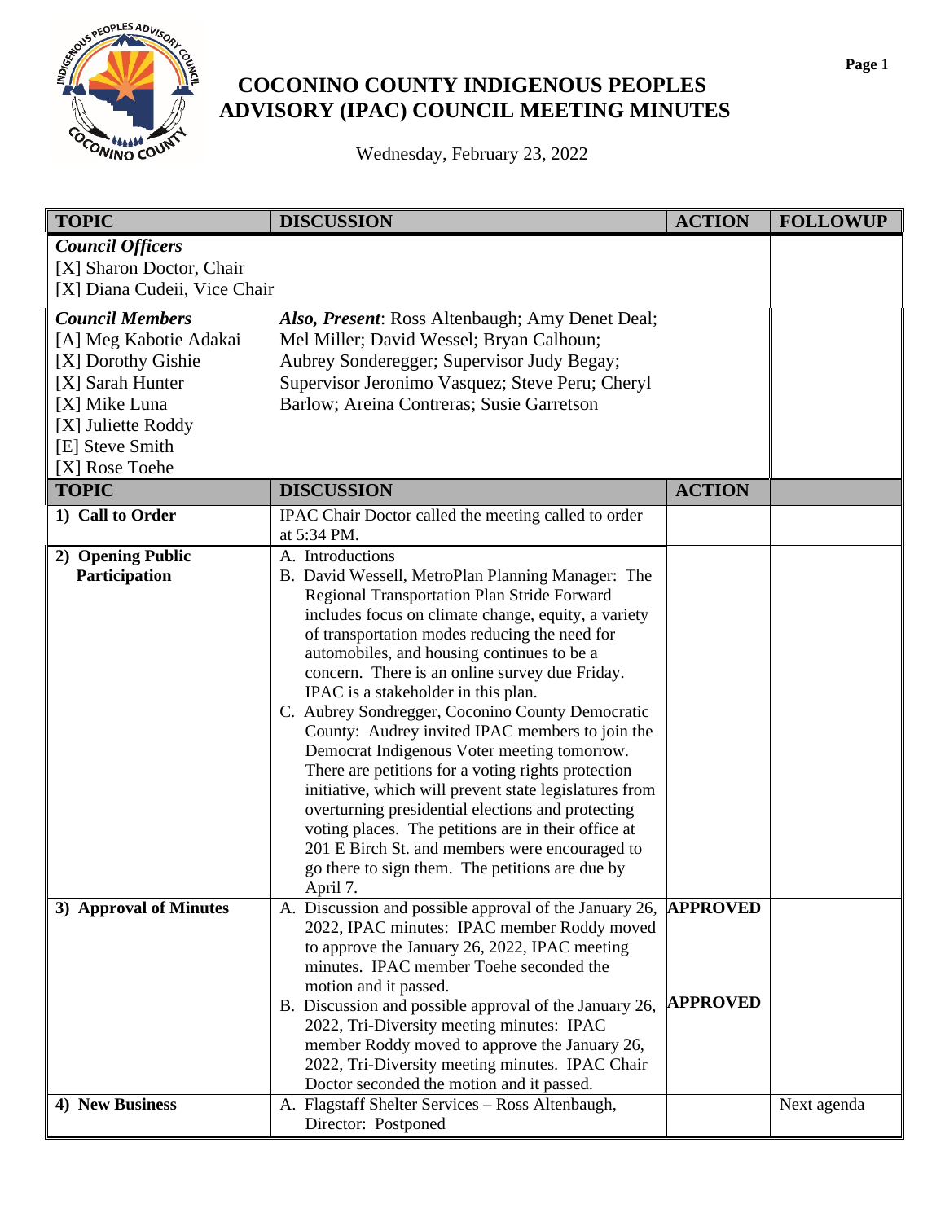# COCONINO COUNTY INDIGENOUS PEOPLES ADVISORY (IPAC) COUNCIL MEETING MINUTES

Wednesday, February 23, 2022

| TOPIC | DISCUSSION | ACTION | FOLLOWUP |
|---|---|---|---|
| ***Council Officers*** <br> [X] Sharon Doctor, Chair <br> [X] Diana Cudeii, Vice Chair | | | |
| ***Council Members*** <br> [A] Meg Kabotie Adakai <br> [X] Dorothy Gishie <br> [X] Sarah Hunter <br> [X] Mike Luna <br> [X] Juliette Roddy <br> [E] Steve Smith <br> [X] Rose Toehe | ***Also, Present***: Ross Altenbaugh; Amy Denet Deal; Mel Miller; David Wessel; Bryan Calhoun; Aubrey Sonderegger; Supervisor Judy Begay; Supervisor Jeronimo Vasquez; Steve Peru; Cheryl Barlow; Areina Contreras; Susie Garretson | | |
| **TOPIC** | **DISCUSSION** | **ACTION** | |
| **1) Call to Order** | IPAC Chair Doctor called the meeting called to order at 5:34 PM. | | |
| **2) Opening Public Participation** | A. Introductions <br> B. David Wessell, MetroPlan Planning Manager: The Regional Transportation Plan Stride Forward includes focus on climate change, equity, a variety of transportation modes reducing the need for automobiles, and housing continues to be a concern. There is an online survey due Friday. IPAC is a stakeholder in this plan. <br> C. Aubrey Sondregger, Coconino County Democratic County: Audrey invited IPAC members to join the Democrat Indigenous Voter meeting tomorrow. There are petitions for a voting rights protection initiative, which will prevent state legislatures from overturning presidential elections and protecting voting places. The petitions are in their office at 201 E Birch St. and members were encouraged to go there to sign them. The petitions are due by April 7. | | |
| **3) Approval of Minutes** | A. Discussion and possible approval of the January 26, 2022, IPAC minutes: IPAC member Roddy moved to approve the January 26, 2022, IPAC meeting minutes. IPAC member Toehe seconded the motion and it passed. <br> B. Discussion and possible approval of the January 26, 2022, Tri-Diversity meeting minutes: IPAC member Roddy moved to approve the January 26, 2022, Tri-Diversity meeting minutes. IPAC Chair Doctor seconded the motion and it passed. | **APPROVED** <br><br> **APPROVED** | |
| **4) New Business** | A. Flagstaff Shelter Services – Ross Altenbaugh, Director: Postponed | | Next agenda |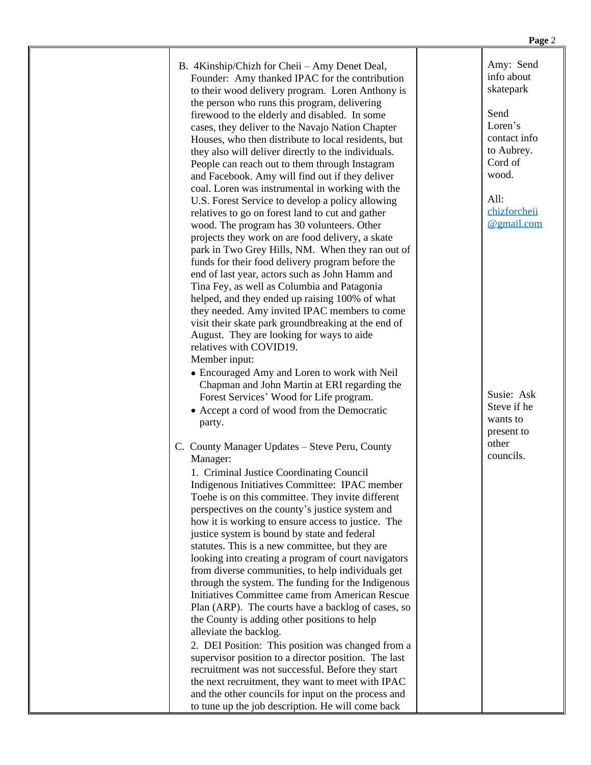| | | | |
|---|---|---|---|
| | B. 4Kinship/Chizh for Cheii – Amy Denet Deal, Founder: Amy thanked IPAC for the contribution to their wood delivery program. Loren Anthony is the person who runs this program, delivering firewood to the elderly and disabled. In some cases, they deliver to the Navajo Nation Chapter Houses, who then distribute to local residents, but they also will deliver directly to the individuals. People can reach out to them through Instagram and Facebook. Amy will find out if they deliver coal. Loren was instrumental in working with the U.S. Forest Service to develop a policy allowing relatives to go on forest land to cut and gather wood. The program has 30 volunteers. Other projects they work on are food delivery, a skate park in Two Grey Hills, NM. When they ran out of funds for their food delivery program before the end of last year, actors such as John Hamm and Tina Fey, as well as Columbia and Patagonia helped, and they ended up raising 100% of what they needed. Amy invited IPAC members to come visit their skate park groundbreaking at the end of August. They are looking for ways to aide relatives with COVID19.<br>Member input:<br>• Encouraged Amy and Loren to work with Neil Chapman and John Martin at ERI regarding the Forest Services' Wood for Life program.<br>• Accept a cord of wood from the Democratic party. | | Amy: Send info about skatepark<br><br>Send Loren's contact info to Aubrey. Cord of wood.<br><br>All: chizforcheii@gmail.com |
| | C. County Manager Updates – Steve Peru, County Manager:<br>1. Criminal Justice Coordinating Council Indigenous Initiatives Committee: IPAC member Toehe is on this committee. They invite different perspectives on the county's justice system and how it is working to ensure access to justice. The justice system is bound by state and federal statutes. This is a new committee, but they are looking into creating a program of court navigators from diverse communities, to help individuals get through the system. The funding for the Indigenous Initiatives Committee came from American Rescue Plan (ARP). The courts have a backlog of cases, so the County is adding other positions to help alleviate the backlog.<br>2. DEI Position: This position was changed from a supervisor position to a director position. The last recruitment was not successful. Before they start the next recruitment, they want to meet with IPAC and the other councils for input on the process and to tune up the job description. He will come back | | Susie: Ask Steve if he wants to present to other councils. |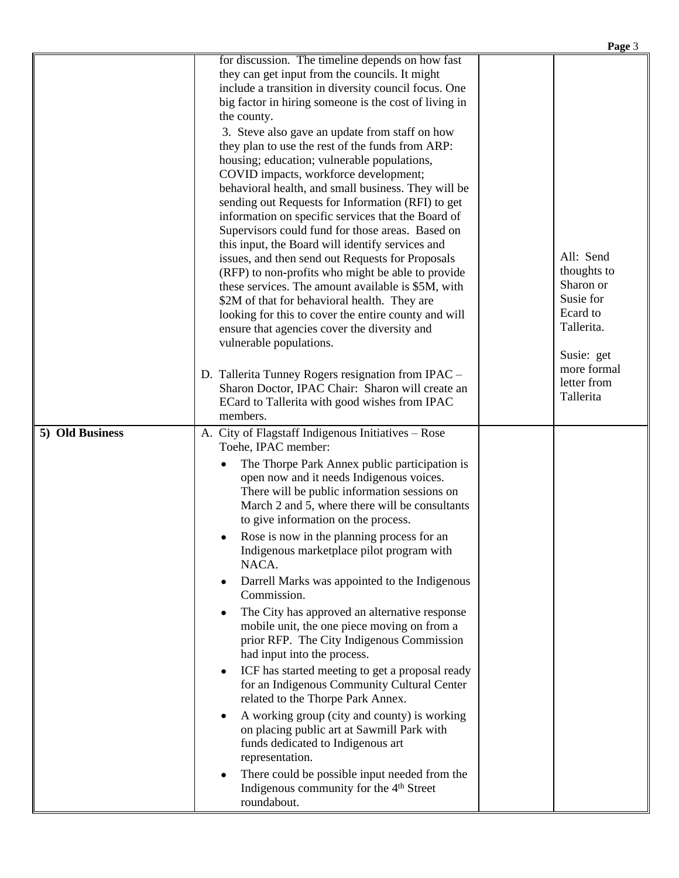| | | | |
|---|---|---|---|
| | for discussion. The timeline depends on how fast they can get input from the councils. It might include a transition in diversity council focus. One big factor in hiring someone is the cost of living in the county.<br><br>3. Steve also gave an update from staff on how they plan to use the rest of the funds from ARP: housing; education; vulnerable populations, COVID impacts, workforce development; behavioral health, and small business. They will be sending out Requests for Information (RFI) to get information on specific services that the Board of Supervisors could fund for those areas. Based on this input, the Board will identify services and issues, and then send out Requests for Proposals (RFP) to non-profits who might be able to provide these services. The amount available is \$5M, with \$2M of that for behavioral health. They are looking for this to cover the entire county and will ensure that agencies cover the diversity and vulnerable populations.<br><br>D. Tallerita Tunney Rogers resignation from IPAC – Sharon Doctor, IPAC Chair: Sharon will create an ECard to Tallerita with good wishes from IPAC members. | | All: Send thoughts to Sharon or Susie for Ecard to Tallerita.<br><br>Susie: get more formal letter from Tallerita |
| **5) Old Business** | A. City of Flagstaff Indigenous Initiatives – Rose Toehe, IPAC member:<br>• The Thorpe Park Annex public participation is open now and it needs Indigenous voices. There will be public information sessions on March 2 and 5, where there will be consultants to give information on the process.<br>• Rose is now in the planning process for an Indigenous marketplace pilot program with NACA.<br>• Darrell Marks was appointed to the Indigenous Commission.<br>• The City has approved an alternative response mobile unit, the one piece moving on from a prior RFP. The City Indigenous Commission had input into the process.<br>• ICF has started meeting to get a proposal ready for an Indigenous Community Cultural Center related to the Thorpe Park Annex.<br>• A working group (city and county) is working on placing public art at Sawmill Park with funds dedicated to Indigenous art representation.<br>• There could be possible input needed from the Indigenous community for the 4th Street roundabout. | | |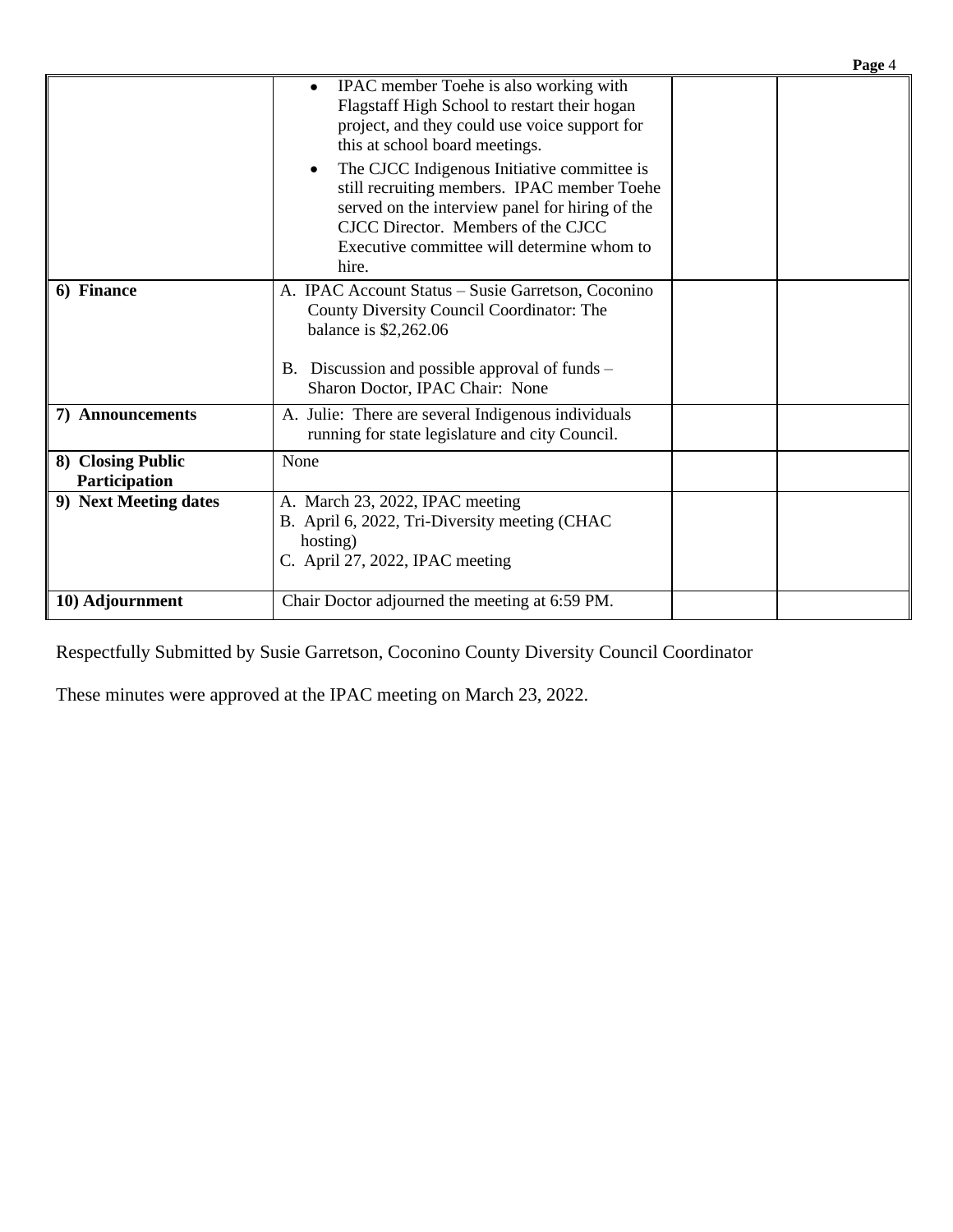| | | | |
|---|---|---|---|
| | • IPAC member Toehe is also working with Flagstaff High School to restart their hogan project, and they could use voice support for this at school board meetings. • The CJCC Indigenous Initiative committee is still recruiting members. IPAC member Toehe served on the interview panel for hiring of the CJCC Director. Members of the CJCC Executive committee will determine whom to hire. | | |
| **6) Finance** | A. IPAC Account Status – Susie Garretson, Coconino County Diversity Council Coordinator: The balance is $2,262.06<br><br>B. Discussion and possible approval of funds – Sharon Doctor, IPAC Chair: None | | |
| **7) Announcements** | A. Julie: There are several Indigenous individuals running for state legislature and city Council. | | |
| **8) Closing Public Participation** | None | | |
| **9) Next Meeting dates** | A. March 23, 2022, IPAC meeting<br>B. April 6, 2022, Tri-Diversity meeting (CHAC hosting)<br>C. April 27, 2022, IPAC meeting | | |
| **10) Adjournment** | Chair Doctor adjourned the meeting at 6:59 PM. | | |

Respectfully Submitted by Susie Garretson, Coconino County Diversity Council Coordinator

These minutes were approved at the IPAC meeting on March 23, 2022.